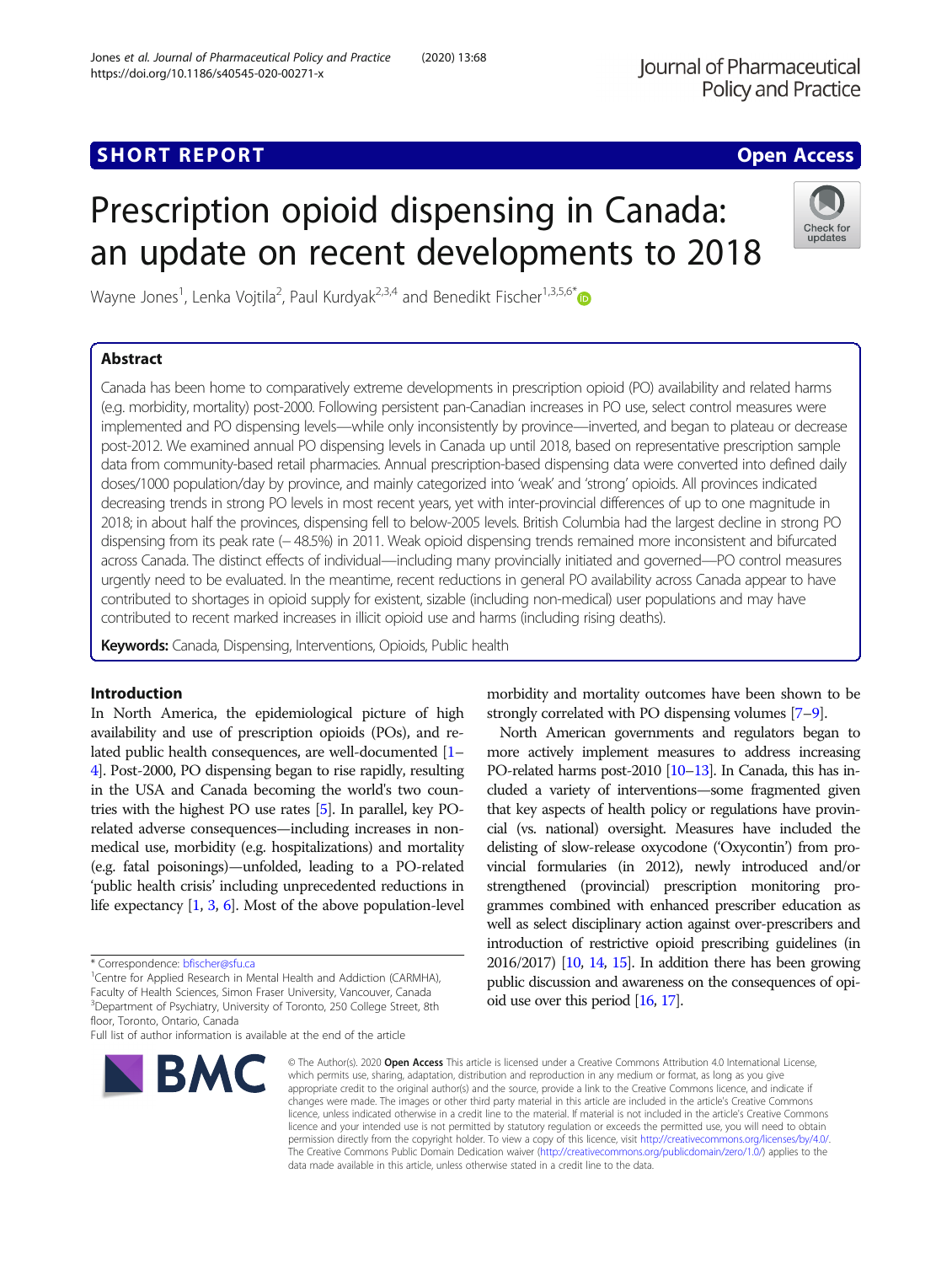SHORT REPORT

Open Access

# Prescription opioid dispensing in Canada: an update on recent developments to 2018

Wayne Jones[1], Lenka Vojtila[2], Paul Kurdyak[2,3,4] and Benedikt Fischer[1,3,5,6*]

## Abstract

Canada has been home to comparatively extreme developments in prescription opioid (PO) availability and related harms (e.g. morbidity, mortality) post-2000. Following persistent pan-Canadian increases in PO use, select control measures were implemented and PO dispensing levels—while only inconsistently by province—inverted, and began to plateau or decrease post-2012. We examined annual PO dispensing levels in Canada up until 2018, based on representative prescription sample data from community-based retail pharmacies. Annual prescription-based dispensing data were converted into defined daily doses/1000 population/day by province, and mainly categorized into 'weak' and 'strong' opioids. All provinces indicated decreasing trends in strong PO levels in most recent years, yet with inter-provincial differences of up to one magnitude in 2018; in about half the provinces, dispensing fell to below-2005 levels. British Columbia had the largest decline in strong PO dispensing from its peak rate (− 48.5%) in 2011. Weak opioid dispensing trends remained more inconsistent and bifurcated across Canada. The distinct effects of individual—including many provincially initiated and governed—PO control measures urgently need to be evaluated. In the meantime, recent reductions in general PO availability across Canada appear to have contributed to shortages in opioid supply for existent, sizable (including non-medical) user populations and may have contributed to recent marked increases in illicit opioid use and harms (including rising deaths).

**Keywords:** Canada, Dispensing, Interventions, Opioids, Public health

## Introduction

In North America, the epidemiological picture of high availability and use of prescription opioids (POs), and related public health consequences, are well-documented [1–4]. Post-2000, PO dispensing began to rise rapidly, resulting in the USA and Canada becoming the world's two countries with the highest PO use rates [5]. In parallel, key PO-related adverse consequences—including increases in non-medical use, morbidity (e.g. hospitalizations) and mortality (e.g. fatal poisonings)—unfolded, leading to a PO-related 'public health crisis' including unprecedented reductions in life expectancy [1, 3, 6]. Most of the above population-level morbidity and mortality outcomes have been shown to be strongly correlated with PO dispensing volumes [7–9].

North American governments and regulators began to more actively implement measures to address increasing PO-related harms post-2010 [10–13]. In Canada, this has included a variety of interventions—some fragmented given that key aspects of health policy or regulations have provincial (vs. national) oversight. Measures have included the delisting of slow-release oxycodone ('Oxycontin') from provincial formularies (in 2012), newly introduced and/or strengthened (provincial) prescription monitoring programmes combined with enhanced prescriber education as well as select disciplinary action against over-prescribers and introduction of restrictive opioid prescribing guidelines (in 2016/2017) [10, 14, 15]. In addition there has been growing public discussion and awareness on the consequences of opioid use over this period [16, 17].

---

* Correspondence: bfischer@sfu.ca
[1]Centre for Applied Research in Mental Health and Addiction (CARMHA), Faculty of Health Sciences, Simon Fraser University, Vancouver, Canada
[3]Department of Psychiatry, University of Toronto, 250 College Street, 8th floor, Toronto, Ontario, Canada
Full list of author information is available at the end of the article

© The Author(s). 2020 **Open Access** This article is licensed under a Creative Commons Attribution 4.0 International License, which permits use, sharing, adaptation, distribution and reproduction in any medium or format, as long as you give appropriate credit to the original author(s) and the source, provide a link to the Creative Commons licence, and indicate if changes were made. The images or other third party material in this article are included in the article's Creative Commons licence, unless indicated otherwise in a credit line to the material. If material is not included in the article's Creative Commons licence and your intended use is not permitted by statutory regulation or exceeds the permitted use, you will need to obtain permission directly from the copyright holder. To view a copy of this licence, visit http://creativecommons.org/licenses/by/4.0/. The Creative Commons Public Domain Dedication waiver (http://creativecommons.org/publicdomain/zero/1.0/) applies to the data made available in this article, unless otherwise stated in a credit line to the data.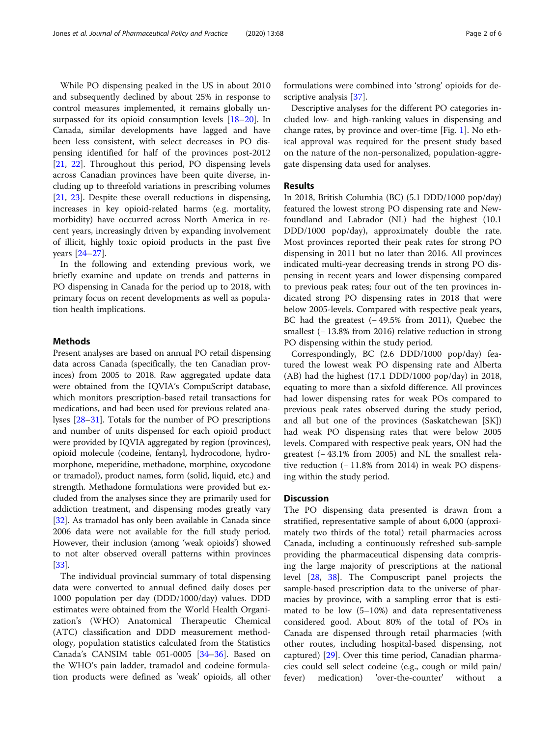While PO dispensing peaked in the US in about 2010 and subsequently declined by about 25% in response to control measures implemented, it remains globally unsurpassed for its opioid consumption levels [18–20]. In Canada, similar developments have lagged and have been less consistent, with select decreases in PO dispensing identified for half of the provinces post-2012 [21, 22]. Throughout this period, PO dispensing levels across Canadian provinces have been quite diverse, including up to threefold variations in prescribing volumes [21, 23]. Despite these overall reductions in dispensing, increases in key opioid-related harms (e.g. mortality, morbidity) have occurred across North America in recent years, increasingly driven by expanding involvement of illicit, highly toxic opioid products in the past five years [24–27].

In the following and extending previous work, we briefly examine and update on trends and patterns in PO dispensing in Canada for the period up to 2018, with primary focus on recent developments as well as population health implications.

## Methods

Present analyses are based on annual PO retail dispensing data across Canada (specifically, the ten Canadian provinces) from 2005 to 2018. Raw aggregated update data were obtained from the IQVIA's CompuScript database, which monitors prescription-based retail transactions for medications, and had been used for previous related analyses [28–31]. Totals for the number of PO prescriptions and number of units dispensed for each opioid product were provided by IQVIA aggregated by region (provinces), opioid molecule (codeine, fentanyl, hydrocodone, hydromorphone, meperidine, methadone, morphine, oxycodone or tramadol), product names, form (solid, liquid, etc.) and strength. Methadone formulations were provided but excluded from the analyses since they are primarily used for addiction treatment, and dispensing modes greatly vary [32]. As tramadol has only been available in Canada since 2006 data were not available for the full study period. However, their inclusion (among 'weak opioids') showed to not alter observed overall patterns within provinces [33].

The individual provincial summary of total dispensing data were converted to annual defined daily doses per 1000 population per day (DDD/1000/day) values. DDD estimates were obtained from the World Health Organization's (WHO) Anatomical Therapeutic Chemical (ATC) classification and DDD measurement methodology, population statistics calculated from the Statistics Canada's CANSIM table 051-0005 [34–36]. Based on the WHO's pain ladder, tramadol and codeine formulation products were defined as 'weak' opioids, all other formulations were combined into 'strong' opioids for descriptive analysis [37].

Descriptive analyses for the different PO categories included low- and high-ranking values in dispensing and change rates, by province and over-time [Fig. 1]. No ethical approval was required for the present study based on the nature of the non-personalized, population-aggregate dispensing data used for analyses.

## Results

In 2018, British Columbia (BC) (5.1 DDD/1000 pop/day) featured the lowest strong PO dispensing rate and Newfoundland and Labrador (NL) had the highest (10.1 DDD/1000 pop/day), approximately double the rate. Most provinces reported their peak rates for strong PO dispensing in 2011 but no later than 2016. All provinces indicated multi-year decreasing trends in strong PO dispensing in recent years and lower dispensing compared to previous peak rates; four out of the ten provinces indicated strong PO dispensing rates in 2018 that were below 2005-levels. Compared with respective peak years, BC had the greatest (− 49.5% from 2011), Quebec the smallest (− 13.8% from 2016) relative reduction in strong PO dispensing within the study period.

Correspondingly, BC (2.6 DDD/1000 pop/day) featured the lowest weak PO dispensing rate and Alberta (AB) had the highest (17.1 DDD/1000 pop/day) in 2018, equating to more than a sixfold difference. All provinces had lower dispensing rates for weak POs compared to previous peak rates observed during the study period, and all but one of the provinces (Saskatchewan [SK]) had weak PO dispensing rates that were below 2005 levels. Compared with respective peak years, ON had the greatest (− 43.1% from 2005) and NL the smallest relative reduction (− 11.8% from 2014) in weak PO dispensing within the study period.

## Discussion

The PO dispensing data presented is drawn from a stratified, representative sample of about 6,000 (approximately two thirds of the total) retail pharmacies across Canada, including a continuously refreshed sub-sample providing the pharmaceutical dispensing data comprising the large majority of prescriptions at the national level [28, 38]. The Compuscript panel projects the sample-based prescription data to the universe of pharmacies by province, with a sampling error that is estimated to be low (5–10%) and data representativeness considered good. About 80% of the total of POs in Canada are dispensed through retail pharmacies (with other routes, including hospital-based dispensing, not captured) [29]. Over this time period, Canadian pharmacies could sell select codeine (e.g., cough or mild pain/fever) medication) 'over-the-counter' without a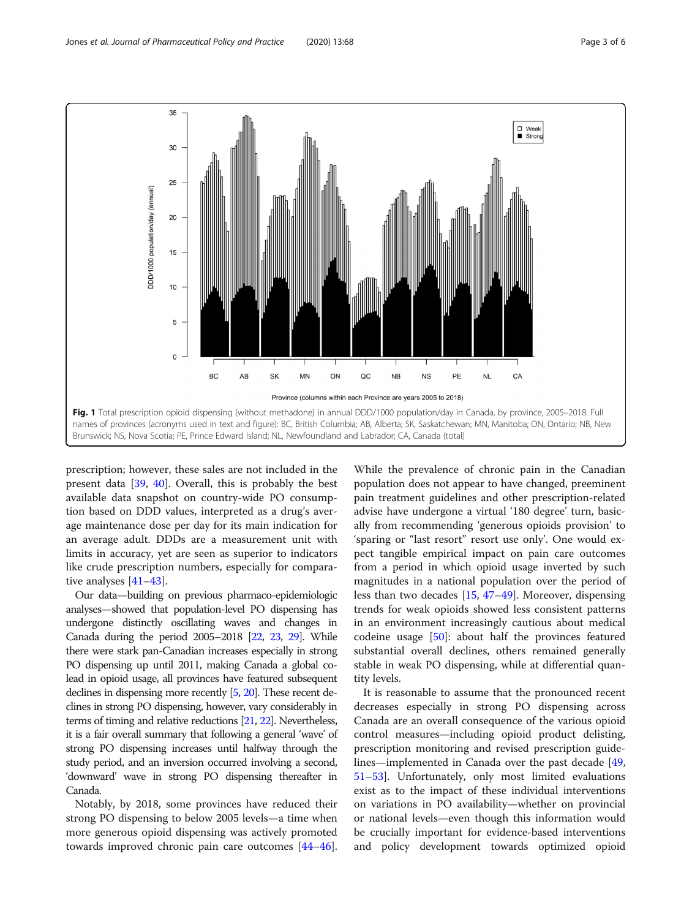**Fig. 1** Total prescription opioid dispensing (without methadone) in annual DDD/1000 population/day in Canada, by province, 2005–2018. Full names of provinces (acronyms used in text and figure): BC, British Columbia; AB, Alberta; SK, Saskatchewan; MN, Manitoba; ON, Ontario; NB, New Brunswick; NS, Nova Scotia; PE, Prince Edward Island; NL, Newfoundland and Labrador; CA, Canada (total)

prescription; however, these sales are not included in the present data [39, 40]. Overall, this is probably the best available data snapshot on country-wide PO consumption based on DDD values, interpreted as a drug's average maintenance dose per day for its main indication for an average adult. DDDs are a measurement unit with limits in accuracy, yet are seen as superior to indicators like crude prescription numbers, especially for comparative analyses [41–43].

Our data—building on previous pharmaco-epidemiologic analyses—showed that population-level PO dispensing has undergone distinctly oscillating waves and changes in Canada during the period 2005–2018 [22, 23, 29]. While there were stark pan-Canadian increases especially in strong PO dispensing up until 2011, making Canada a global co-lead in opioid usage, all provinces have featured subsequent declines in dispensing more recently [5, 20]. These recent declines in strong PO dispensing, however, vary considerably in terms of timing and relative reductions [21, 22]. Nevertheless, it is a fair overall summary that following a general 'wave' of strong PO dispensing increases until halfway through the study period, and an inversion occurred involving a second, 'downward' wave in strong PO dispensing thereafter in Canada.

Notably, by 2018, some provinces have reduced their strong PO dispensing to below 2005 levels—a time when more generous opioid dispensing was actively promoted towards improved chronic pain care outcomes [44–46]. While the prevalence of chronic pain in the Canadian population does not appear to have changed, preeminent pain treatment guidelines and other prescription-related advise have undergone a virtual '180 degree' turn, basically from recommending 'generous opioids provision' to 'sparing or "last resort" resort use only'. One would expect tangible empirical impact on pain care outcomes from a period in which opioid usage inverted by such magnitudes in a national population over the period of less than two decades [15, 47–49]. Moreover, dispensing trends for weak opioids showed less consistent patterns in an environment increasingly cautious about medical codeine usage [50]: about half the provinces featured substantial overall declines, others remained generally stable in weak PO dispensing, while at differential quantity levels.

It is reasonable to assume that the pronounced recent decreases especially in strong PO dispensing across Canada are an overall consequence of the various opioid control measures—including opioid product delisting, prescription monitoring and revised prescription guidelines—implemented in Canada over the past decade [49, 51–53]. Unfortunately, only most limited evaluations exist as to the impact of these individual interventions on variations in PO availability—whether on provincial or national levels—even though this information would be crucially important for evidence-based interventions and policy development towards optimized opioid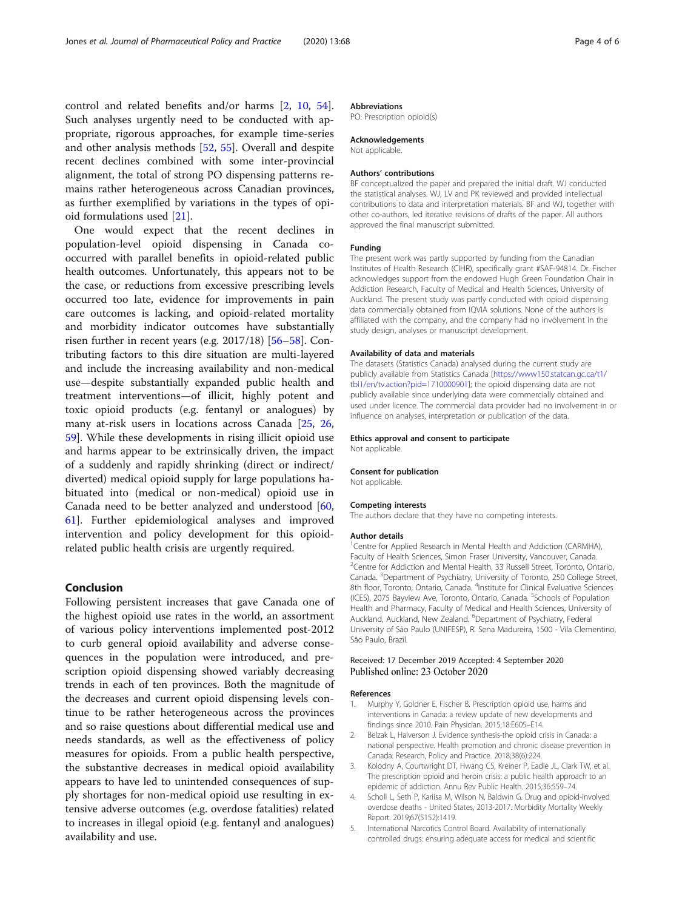control and related benefits and/or harms [2, 10, 54]. Such analyses urgently need to be conducted with appropriate, rigorous approaches, for example time-series and other analysis methods [52, 55]. Overall and despite recent declines combined with some inter-provincial alignment, the total of strong PO dispensing patterns remains rather heterogeneous across Canadian provinces, as further exemplified by variations in the types of opioid formulations used [21].

One would expect that the recent declines in population-level opioid dispensing in Canada co-occurred with parallel benefits in opioid-related public health outcomes. Unfortunately, this appears not to be the case, or reductions from excessive prescribing levels occurred too late, evidence for improvements in pain care outcomes is lacking, and opioid-related mortality and morbidity indicator outcomes have substantially risen further in recent years (e.g. 2017/18) [56–58]. Contributing factors to this dire situation are multi-layered and include the increasing availability and non-medical use—despite substantially expanded public health and treatment interventions—of illicit, highly potent and toxic opioid products (e.g. fentanyl or analogues) by many at-risk users in locations across Canada [25, 26, 59]. While these developments in rising illicit opioid use and harms appear to be extrinsically driven, the impact of a suddenly and rapidly shrinking (direct or indirect/diverted) medical opioid supply for large populations habituated into (medical or non-medical) opioid use in Canada need to be better analyzed and understood [60, 61]. Further epidemiological analyses and improved intervention and policy development for this opioid-related public health crisis are urgently required.

## Conclusion

Following persistent increases that gave Canada one of the highest opioid use rates in the world, an assortment of various policy interventions implemented post-2012 to curb general opioid availability and adverse consequences in the population were introduced, and prescription opioid dispensing showed variably decreasing trends in each of ten provinces. Both the magnitude of the decreases and current opioid dispensing levels continue to be rather heterogeneous across the provinces and so raise questions about differential medical use and needs standards, as well as the effectiveness of policy measures for opioids. From a public health perspective, the substantive decreases in medical opioid availability appears to have led to unintended consequences of supply shortages for non-medical opioid use resulting in extensive adverse outcomes (e.g. overdose fatalities) related to increases in illegal opioid (e.g. fentanyl and analogues) availability and use.

### Abbreviations

PO: Prescription opioid(s)

### Acknowledgements

Not applicable.

### Authors' contributions

BF conceptualized the paper and prepared the initial draft. WJ conducted the statistical analyses. WJ, LV and PK reviewed and provided intellectual contributions to data and interpretation materials. BF and WJ, together with other co-authors, led iterative revisions of drafts of the paper. All authors approved the final manuscript submitted.

### Funding

The present work was partly supported by funding from the Canadian Institutes of Health Research (CIHR), specifically grant #SAF-94814. Dr. Fischer acknowledges support from the endowed Hugh Green Foundation Chair in Addiction Research, Faculty of Medical and Health Sciences, University of Auckland. The present study was partly conducted with opioid dispensing data commercially obtained from IQVIA solutions. None of the authors is affiliated with the company, and the company had no involvement in the study design, analyses or manuscript development.

### Availability of data and materials

The datasets (Statistics Canada) analysed during the current study are publicly available from Statistics Canada [https://www150.statcan.gc.ca/t1/tbl1/en/tv.action?pid=1710000901]; the opioid dispensing data are not publicly available since underlying data were commercially obtained and used under licence. The commercial data provider had no involvement in or influence on analyses, interpretation or publication of the data.

### Ethics approval and consent to participate

Not applicable.

### Consent for publication

Not applicable.

### Competing interests

The authors declare that they have no competing interests.

### Author details

[1]Centre for Applied Research in Mental Health and Addiction (CARMHA), Faculty of Health Sciences, Simon Fraser University, Vancouver, Canada. [2]Centre for Addiction and Mental Health, 33 Russell Street, Toronto, Ontario, Canada. [3]Department of Psychiatry, University of Toronto, 250 College Street, 8th floor, Toronto, Ontario, Canada. [4]Institute for Clinical Evaluative Sciences (ICES), 2075 Bayview Ave, Toronto, Ontario, Canada. [5]Schools of Population Health and Pharmacy, Faculty of Medical and Health Sciences, University of Auckland, Auckland, New Zealand. [6]Department of Psychiatry, Federal University of São Paulo (UNIFESP), R. Sena Madureira, 1500 - Vila Clementino, São Paulo, Brazil.

Received: 17 December 2019 Accepted: 4 September 2020
Published online: 23 October 2020

### References

1. Murphy Y, Goldner E, Fischer B. Prescription opioid use, harms and interventions in Canada: a review update of new developments and findings since 2010. Pain Physician. 2015;18:E605–E14.
2. Belzak L, Halverson J. Evidence synthesis-the opioid crisis in Canada: a national perspective. Health promotion and chronic disease prevention in Canada: Research, Policy and Practice. 2018;38(6):224.
3. Kolodny A, Courtwright DT, Hwang CS, Kreiner P, Eadie JL, Clark TW, et al. The prescription opioid and heroin crisis: a public health approach to an epidemic of addiction. Annu Rev Public Health. 2015;36:559–74.
4. Scholl L, Seth P, Kariisa M, Wilson N, Baldwin G. Drug and opioid-involved overdose deaths - United States, 2013-2017. Morbidity Mortality Weekly Report. 2019;67(5152):1419.
5. International Narcotics Control Board. Availability of internationally controlled drugs: ensuring adequate access for medical and scientific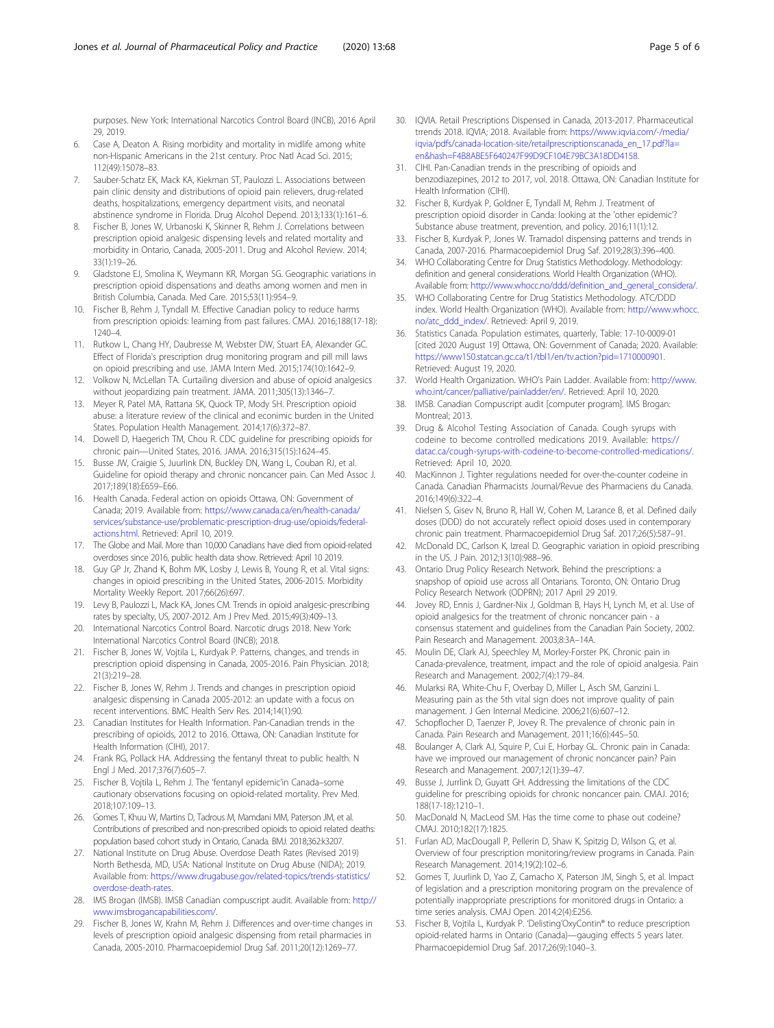purposes. New York: International Narcotics Control Board (INCB), 2016 April 29, 2019.

6. Case A, Deaton A. Rising morbidity and mortality in midlife among white non-Hispanic Americans in the 21st century. Proc Natl Acad Sci. 2015; 112(49):15078–83.
7. Sauber-Schatz EK, Mack KA, Kiekman ST, Paulozzi L. Associations between pain clinic density and distributions of opioid pain relievers, drug-related deaths, hospitalizations, emergency department visits, and neonatal abstinence syndrome in Florida. Drug Alcohol Depend. 2013;133(1):161–6.
8. Fischer B, Jones W, Urbanoski K, Skinner R, Rehm J. Correlations between prescription opioid analgesic dispensing levels and related mortality and morbidity in Ontario, Canada, 2005-2011. Drug and Alcohol Review. 2014; 33(1):19–26.
9. Gladstone EJ, Smolina K, Weymann KR, Morgan SG. Geographic variations in prescription opioid dispensations and deaths among women and men in British Columbia, Canada. Med Care. 2015;53(11):954–9.
10. Fischer B, Rehm J, Tyndall M. Effective Canadian policy to reduce harms from prescription opioids: learning from past failures. CMAJ. 2016;188(17-18): 1240–4.
11. Rutkow L, Chang HY, Daubresse M, Webster DW, Stuart EA, Alexander GC. Effect of Florida's prescription drug monitoring program and pill mill laws on opioid prescribing and use. JAMA Intern Med. 2015;174(10):1642–9.
12. Volkow N, McLellan TA. Curtailing diversion and abuse of opioid analgesics without jeopardizing pain treatment. JAMA. 2011;305(13):1346–7.
13. Meyer R, Patel MA, Rattana SK, Quock TP, Mody SH. Prescription opioid abuse: a literature review of the clinical and econimic burden in the United States. Population Health Management. 2014;17(6):372–87.
14. Dowell D, Haegerich TM, Chou R. CDC guideline for prescribing opioids for chronic pain—United States, 2016. JAMA. 2016;315(15):1624–45.
15. Busse JW, Craigie S, Juurlink DN, Buckley DN, Wang L, Couban RJ, et al. Guideline for opioid therapy and chronic noncancer pain. Can Med Assoc J. 2017;189(18):E659–E66.
16. Health Canada. Federal action on opioids Ottawa, ON: Government of Canada; 2019. Available from: https://www.canada.ca/en/health-canada/services/substance-use/problematic-prescription-drug-use/opioids/federal-actions.html. Retrieved: April 10, 2019.
17. The Globe and Mail. More than 10,000 Canadians have died from opioid-related overdoses since 2016, public health data show. Retrieved: April 10 2019.
18. Guy GP Jr, Zhand K, Bohm MK, Losby J, Lewis B, Young R, et al. Vital signs: changes in opioid prescribing in the United States, 2006-2015. Morbidity Mortality Weekly Report. 2017;66(26):697.
19. Levy B, Paulozzi L, Mack KA, Jones CM. Trends in opioid analgesic-prescribing rates by specialty, US, 2007-2012. Am J Prev Med. 2015;49(3):409–13.
20. International Narcotics Control Board. Narcotic drugs 2018. New York: International Narcotics Control Board (INCB); 2018.
21. Fischer B, Jones W, Vojtila L, Kurdyak P. Patterns, changes, and trends in prescription opioid dispensing in Canada, 2005-2016. Pain Physician. 2018; 21(3):219–28.
22. Fischer B, Jones W, Rehm J. Trends and changes in prescription opioid analgesic dispensing in Canada 2005-2012: an update with a focus on recent interventions. BMC Health Serv Res. 2014;14(1):90.
23. Canadian Institutes for Health Information. Pan-Canadian trends in the prescribing of opioids, 2012 to 2016. Ottawa, ON: Canadian Institute for Health Information (CIHI), 2017.
24. Frank RG, Pollack HA. Addressing the fentanyl threat to public health. N Engl J Med. 2017;376(7):605–7.
25. Fischer B, Vojtila L, Rehm J. The 'fentanyl epidemic'in Canada–some cautionary observations focusing on opioid-related mortality. Prev Med. 2018;107:109–13.
26. Gomes T, Khuu W, Martins D, Tadrous M, Mamdani MM, Paterson JM, et al. Contributions of prescribed and non-prescribed opioids to opioid related deaths: population based cohort study in Ontario, Canada. BMJ. 2018;362:k3207.
27. National Institute on Drug Abuse. Overdose Death Rates (Revised 2019) North Bethesda, MD, USA: National Institute on Drug Abuse (NIDA); 2019. Available from: https://www.drugabuse.gov/related-topics/trends-statistics/overdose-death-rates.
28. IMS Brogan (IMSB). IMSB Canadian compuscript audit. Available from: http://www.imsbrogancapabilities.com/.
29. Fischer B, Jones W, Krahn M, Rehm J. Differences and over-time changes in levels of prescription opioid analgesic dispensing from retail pharmacies in Canada, 2005-2010. Pharmacoepidemiol Drug Saf. 2011;20(12):1269–77.
30. IQVIA. Retail Prescriptions Dispensed in Canada, 2013-2017. Pharmaceutical trrends 2018. IQVIA; 2018. Available from: https://www.iqvia.com/-/media/iqvia/pdfs/canada-location-site/retailprescriptionscanada_en_17.pdf?la=en&hash=F4B8ABE5F640247F99D9CF104E79BC3A18DD4158.
31. CIHI. Pan-Canadian trends in the prescribing of opioids and benzodiazepines, 2012 to 2017, vol. 2018. Ottawa, ON: Canadian Institute for Health Information (CIHI).
32. Fischer B, Kurdyak P, Goldner E, Tyndall M, Rehm J. Treatment of prescription opioid disorder in Canda: looking at the 'other epidemic'? Substance abuse treatment, prevention, and policy. 2016;11(1):12.
33. Fischer B, Kurdyak P, Jones W. Tramadol dispensing patterns and trends in Canada, 2007-2016. Pharmacoepidemiol Drug Saf. 2019;28(3):396–400.
34. WHO Collaborating Centre for Drug Statistics Methodology. Methodology: definition and general considerations. World Health Organization (WHO). Available from: http://www.whocc.no/ddd/definition_and_general_considera/.
35. WHO Collaborating Centre for Drug Statistics Methodology. ATC/DDD index. World Health Organization (WHO). Available from: http://www.whocc.no/atc_ddd_index/. Retrieved: April 9, 2019.
36. Statistics Canada. Population estimates, quarterly, Table: 17-10-0009-01 [cited 2020 August 19] Ottawa, ON: Government of Canada; 2020. Available: https://www150.statcan.gc.ca/t1/tbl1/en/tv.action?pid=1710000901. Retrieved: August 19, 2020.
37. World Health Organization. WHO's Pain Ladder. Available from: http://www.who.int/cancer/palliative/painladder/en/. Retrieved: April 10, 2020.
38. IMSB. Canadian Compuscript audit [computer program]. IMS Brogan: Montreal; 2013.
39. Drug & Alcohol Testing Association of Canada. Cough syrups with codeine to become controlled medications 2019. Available: https://datac.ca/cough-syrups-with-codeine-to-become-controlled-medications/. Retrieved: April 10, 2020.
40. MacKinnon J. Tighter regulations needed for over-the-counter codeine in Canada. Canadian Pharmacists Journal/Revue des Pharmaciens du Canada. 2016;149(6):322–4.
41. Nielsen S, Gisev N, Bruno R, Hall W, Cohen M, Larance B, et al. Defined daily doses (DDD) do not accurately reflect opioid doses used in contemporary chronic pain treatment. Pharmacoepidemiol Drug Saf. 2017;26(5):587–91.
42. McDonald DC, Carlson K, Izreal D. Geographic variation in opioid prescribing in the US. J Pain. 2012;13(10):988–96.
43. Ontario Drug Policy Research Network. Behind the prescriptions: a snapshop of opioid use across all Ontarians. Toronto, ON: Ontario Drug Policy Research Network (ODPRN); 2017 April 29 2019.
44. Jovey RD, Ennis J, Gardner-Nix J, Goldman B, Hays H, Lynch M, et al. Use of opioid analgesics for the treatment of chronic noncancer pain - a consensus statement and guidelines from the Canadian Pain Society, 2002. Pain Research and Management. 2003;8:3A–14A.
45. Moulin DE, Clark AJ, Speechley M, Morley-Forster PK. Chronic pain in Canada-prevalence, treatment, impact and the role of opioid analgesia. Pain Research and Management. 2002;7(4):179–84.
46. Mularksi RA, White-Chu F, Overbay D, Miller L, Asch SM, Ganzini L. Measuring pain as the 5th vital sign does not improve quality of pain management. J Gen Internal Medicine. 2006;21(6):607–12.
47. Schopflocher D, Taenzer P, Jovey R. The prevalence of chronic pain in Canada. Pain Research and Management. 2011;16(6):445–50.
48. Boulanger A, Clark AJ, Squire P, Cui E, Horbay GL. Chronic pain in Canada: have we improved our management of chronic noncancer pain? Pain Research and Management. 2007;12(1):39–47.
49. Busse J, Jurrlink D, Guyatt GH. Addressing the limitations of the CDC guideline for prescribing opioids for chronic noncancer pain. CMAJ. 2016; 188(17-18):1210–1.
50. MacDonald N, MacLeod SM. Has the time come to phase out codeine? CMAJ. 2010;182(17):1825.
51. Furlan AD, MacDougall P, Pellerin D, Shaw K, Spitzig D, Wilson G, et al. Overview of four prescription monitoring/review programs in Canada. Pain Research Management. 2014;19(2):102–6.
52. Gomes T, Juurlink D, Yao Z, Camacho X, Paterson JM, Singh S, et al. Impact of legislation and a prescription monitoring program on the prevalence of potentially inappropriate prescriptions for monitored drugs in Ontario: a time series analysis. CMAJ Open. 2014;2(4):E256.
53. Fischer B, Vojtila L, Kurdyak P. 'Delisting'OxyContin® to reduce prescription opioid-related harms in Ontario (Canada)—gauging effects 5 years later. Pharmacoepidemiol Drug Saf. 2017;26(9):1040–3.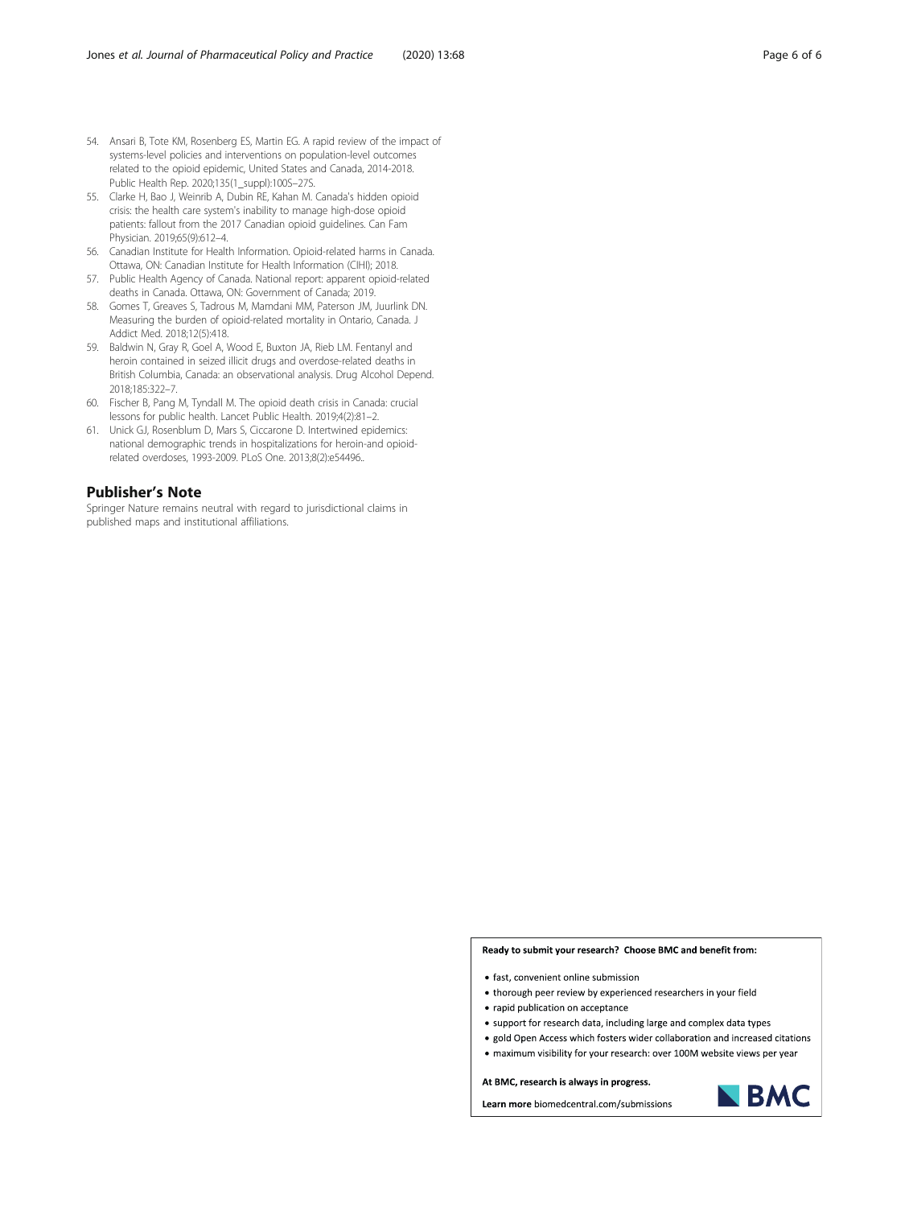54. Ansari B, Tote KM, Rosenberg ES, Martin EG. A rapid review of the impact of systems-level policies and interventions on population-level outcomes related to the opioid epidemic, United States and Canada, 2014-2018. Public Health Rep. 2020;135(1_suppl):100S–27S.
55. Clarke H, Bao J, Weinrib A, Dubin RE, Kahan M. Canada's hidden opioid crisis: the health care system's inability to manage high-dose opioid patients: fallout from the 2017 Canadian opioid guidelines. Can Fam Physician. 2019;65(9):612–4.
56. Canadian Institute for Health Information. Opioid-related harms in Canada. Ottawa, ON: Canadian Institute for Health Information (CIHI); 2018.
57. Public Health Agency of Canada. National report: apparent opioid-related deaths in Canada. Ottawa, ON: Government of Canada; 2019.
58. Gomes T, Greaves S, Tadrous M, Mamdani MM, Paterson JM, Juurlink DN. Measuring the burden of opioid-related mortality in Ontario, Canada. J Addict Med. 2018;12(5):418.
59. Baldwin N, Gray R, Goel A, Wood E, Buxton JA, Rieb LM. Fentanyl and heroin contained in seized illicit drugs and overdose-related deaths in British Columbia, Canada: an observational analysis. Drug Alcohol Depend. 2018;185:322–7.
60. Fischer B, Pang M, Tyndall M. The opioid death crisis in Canada: crucial lessons for public health. Lancet Public Health. 2019;4(2):81–2.
61. Unick GJ, Rosenblum D, Mars S, Ciccarone D. Intertwined epidemics: national demographic trends in hospitalizations for heroin-and opioid-related overdoses, 1993-2009. PLoS One. 2013;8(2):e54496..

## Publisher's Note

Springer Nature remains neutral with regard to jurisdictional claims in published maps and institutional affiliations.

**Ready to submit your research? Choose BMC and benefit from:**

- fast, convenient online submission
- thorough peer review by experienced researchers in your field
- rapid publication on acceptance
- support for research data, including large and complex data types
- gold Open Access which fosters wider collaboration and increased citations
- maximum visibility for your research: over 100M website views per year

**At BMC, research is always in progress.**

**Learn more** biomedcentral.com/submissions

BMC